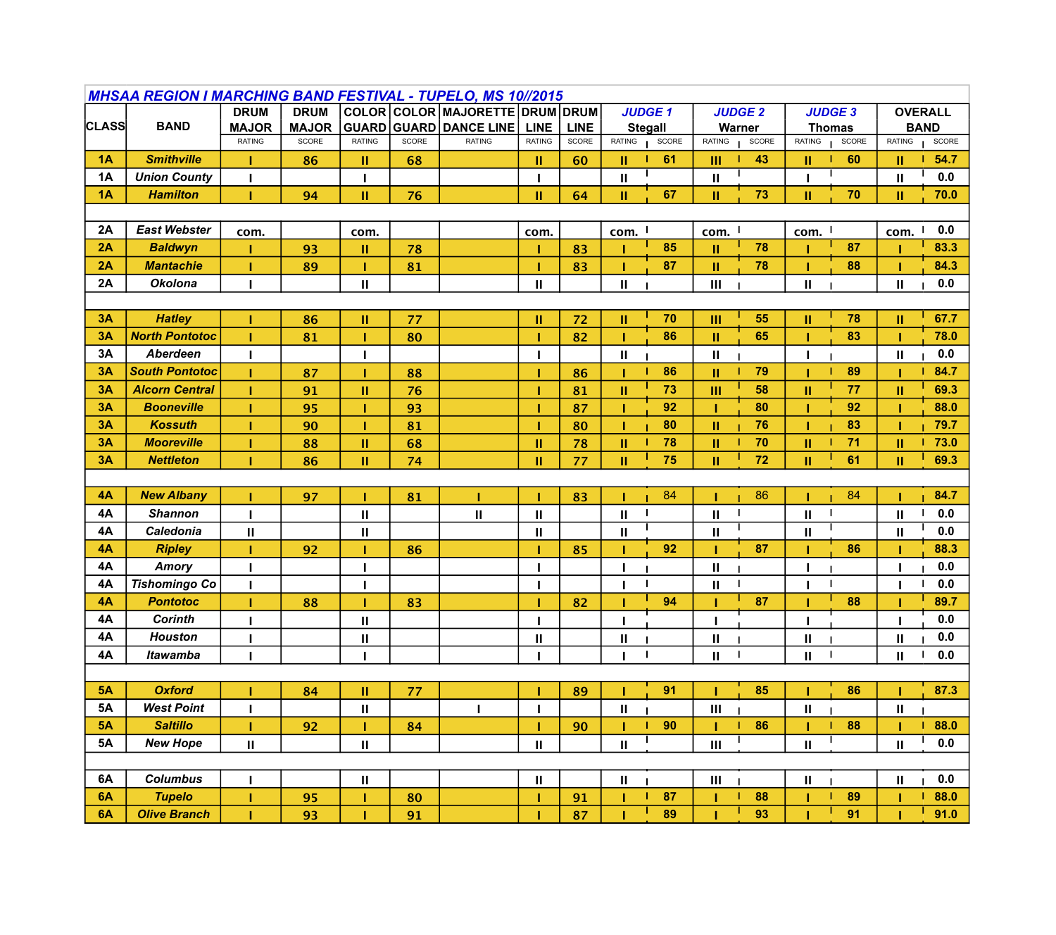## MHSAA REGION I MARCHING BAND FESTIVAL - TUPELO, MS 10//2015

| CLASS | BAND | DRUM MAJOR | DRUM MAJOR | COLOR GUARD | COLOR GUARD | MAJORETTE DANCE LINE | DRUM LINE | DRUM LINE | JUDGE 1 Stegall | | JUDGE 2 Warner | | JUDGE 3 Thomas | | OVERALL BAND | |
|---|---|---|---|---|---|---|---|---|---|---|---|---|---|---|---|---|
| | | RATING | SCORE | RATING | SCORE | RATING | RATING | SCORE | RATING | SCORE | RATING | SCORE | RATING | SCORE | RATING | SCORE |
| 1A | Smithville | I | 86 | II | 68 | | II | 60 | II | 61 | III | 43 | II | 60 | II | 54.7 |
| 1A | Union County | I | | I | | | I | | II | | II | | I | | II | 0.0 |
| 1A | Hamilton | I | 94 | II | 76 | | II | 64 | II | 67 | II | 73 | II | 70 | II | 70.0 |
| | | | | | | | | | | | | | | | | |
| 2A | East Webster | com. | | com. | | | com. | | com. | | com. | | com. | | com. | 0.0 |
| 2A | Baldwyn | I | 93 | II | 78 | | I | 83 | I | 85 | II | 78 | I | 87 | I | 83.3 |
| 2A | Mantachie | I | 89 | I | 81 | | I | 83 | I | 87 | II | 78 | I | 88 | I | 84.3 |
| 2A | Okolona | I | | II | | | II | | II | | III | | II | | II | 0.0 |
| | | | | | | | | | | | | | | | | |
| 3A | Hatley | I | 86 | II | 77 | | II | 72 | II | 70 | III | 55 | II | 78 | II | 67.7 |
| 3A | North Pontotoc | I | 81 | I | 80 | | I | 82 | I | 86 | II | 65 | I | 83 | I | 78.0 |
| 3A | Aberdeen | I | | I | | | I | | II | | II | | I | | II | 0.0 |
| 3A | South Pontotoc | I | 87 | I | 88 | | I | 86 | I | 86 | II | 79 | I | 89 | I | 84.7 |
| 3A | Alcorn Central | I | 91 | II | 76 | | I | 81 | II | 73 | III | 58 | II | 77 | II | 69.3 |
| 3A | Booneville | I | 95 | I | 93 | | I | 87 | I | 92 | I | 80 | I | 92 | I | 88.0 |
| 3A | Kossuth | I | 90 | I | 81 | | I | 80 | I | 80 | II | 76 | I | 83 | I | 79.7 |
| 3A | Mooreville | I | 88 | II | 68 | | II | 78 | II | 78 | II | 70 | II | 71 | II | 73.0 |
| 3A | Nettleton | I | 86 | II | 74 | | II | 77 | II | 75 | II | 72 | II | 61 | II | 69.3 |
| | | | | | | | | | | | | | | | | |
| 4A | New Albany | I | 97 | I | 81 | I | I | 83 | I | 84 | I | 86 | I | 84 | I | 84.7 |
| 4A | Shannon | I | | II | | II | II | | II | | II | | II | | II | 0.0 |
| 4A | Caledonia | II | | II | | | II | | II | | II | | II | | II | 0.0 |
| 4A | Ripley | I | 92 | I | 86 | | I | 85 | I | 92 | I | 87 | I | 86 | I | 88.3 |
| 4A | Amory | I | | I | | | I | | I | | II | | I | | I | 0.0 |
| 4A | Tishomingo Co | I | | I | | | I | | I | | II | | I | | I | 0.0 |
| 4A | Pontotoc | I | 88 | I | 83 | | I | 82 | I | 94 | I | 87 | I | 88 | I | 89.7 |
| 4A | Corinth | I | | II | | | I | | I | | I | | I | | I | 0.0 |
| 4A | Houston | I | | II | | | II | | II | | II | | II | | II | 0.0 |
| 4A | Itawamba | I | | I | | | I | | I | | II | | II | | II | 0.0 |
| | | | | | | | | | | | | | | | | |
| 5A | Oxford | I | 84 | II | 77 | | I | 89 | I | 91 | I | 85 | I | 86 | I | 87.3 |
| 5A | West Point | I | | II | | I | I | | II | | III | | II | | II | |
| 5A | Saltillo | I | 92 | I | 84 | | I | 90 | I | 90 | I | 86 | I | 88 | I | 88.0 |
| 5A | New Hope | II | | II | | | II | | II | | III | | II | | II | 0.0 |
| | | | | | | | | | | | | | | | | |
| 6A | Columbus | I | | II | | | II | | II | | III | | II | | II | 0.0 |
| 6A | Tupelo | I | 95 | I | 80 | | I | 91 | I | 87 | I | 88 | I | 89 | I | 88.0 |
| 6A | Olive Branch | I | 93 | I | 91 | | I | 87 | I | 89 | I | 93 | I | 91 | I | 91.0 |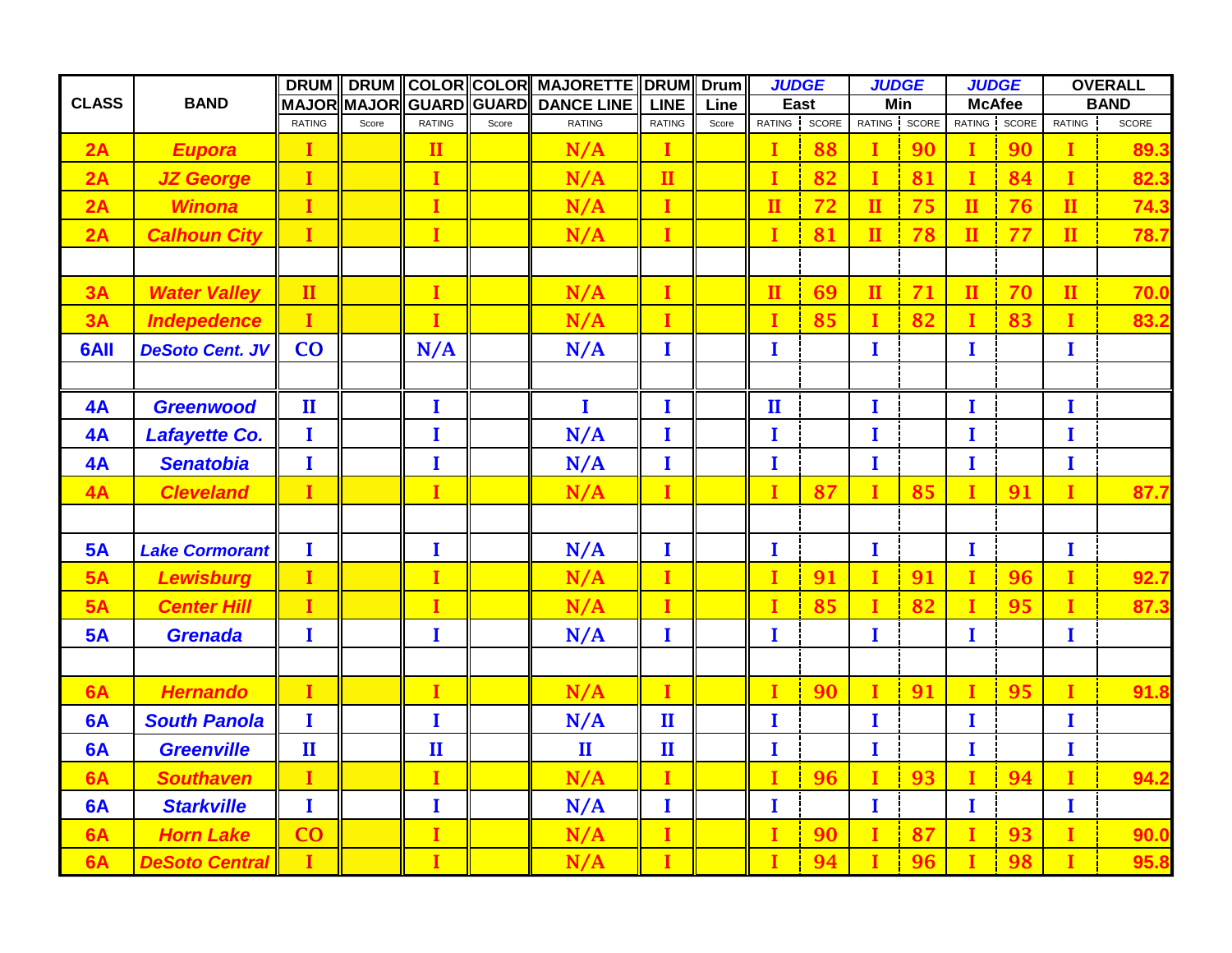| CLASS | BAND | DRUM MAJOR | DRUM MAJOR | COLOR GUARD | COLOR GUARD | MAJORETTE DANCE LINE | DRUM LINE | Drum Line | JUDGE East | | JUDGE Min | | JUDGE McAfee | | OVERALL BAND | |
|---|---|---|---|---|---|---|---|---|---|---|---|---|---|---|---|---|
| | | RATING | Score | RATING | Score | RATING | RATING | Score | RATING | SCORE | RATING | SCORE | RATING | SCORE | RATING | SCORE |
| 2A | Eupora | I | | II | | N/A | I | | I | 88 | I | 90 | I | 90 | I | 89.3 |
| 2A | JZ George | I | | I | | N/A | II | | I | 82 | I | 81 | I | 84 | I | 82.3 |
| 2A | Winona | I | | I | | N/A | I | | II | 72 | II | 75 | II | 76 | II | 74.3 |
| 2A | Calhoun City | I | | I | | N/A | I | | I | 81 | II | 78 | II | 77 | II | 78.7 |
| | | | | | | | | | | | | | | | | |
| 3A | Water Valley | II | | I | | N/A | I | | II | 69 | II | 71 | II | 70 | II | 70.0 |
| 3A | Indepedence | I | | I | | N/A | I | | I | 85 | I | 82 | I | 83 | I | 83.2 |
| 6AII | DeSoto Cent. JV | CO | | N/A | | N/A | I | | I | | I | | I | | I | |
| | | | | | | | | | | | | | | | | |
| 4A | Greenwood | II | | I | | I | I | | II | | I | | I | | I | |
| 4A | Lafayette Co. | I | | I | | N/A | I | | I | | I | | I | | I | |
| 4A | Senatobia | I | | I | | N/A | I | | I | | I | | I | | I | |
| 4A | Cleveland | I | | I | | N/A | I | | I | 87 | I | 85 | I | 91 | I | 87.7 |
| | | | | | | | | | | | | | | | | |
| 5A | Lake Cormorant | I | | I | | N/A | I | | I | | I | | I | | I | |
| 5A | Lewisburg | I | | I | | N/A | I | | I | 91 | I | 91 | I | 96 | I | 92.7 |
| 5A | Center Hill | I | | I | | N/A | I | | I | 85 | I | 82 | I | 95 | I | 87.3 |
| 5A | Grenada | I | | I | | N/A | I | | I | | I | | I | | I | |
| | | | | | | | | | | | | | | | | |
| 6A | Hernando | I | | I | | N/A | I | | I | 90 | I | 91 | I | 95 | I | 91.8 |
| 6A | South Panola | I | | I | | N/A | II | | I | | I | | I | | I | |
| 6A | Greenville | II | | II | | II | II | | I | | I | | I | | I | |
| 6A | Southaven | I | | I | | N/A | I | | I | 96 | I | 93 | I | 94 | I | 94.2 |
| 6A | Starkville | I | | I | | N/A | I | | I | | I | | I | | I | |
| 6A | Horn Lake | CO | | I | | N/A | I | | I | 90 | I | 87 | I | 93 | I | 90.0 |
| 6A | DeSoto Central | I | | I | | N/A | I | | I | 94 | I | 96 | I | 98 | I | 95.8 |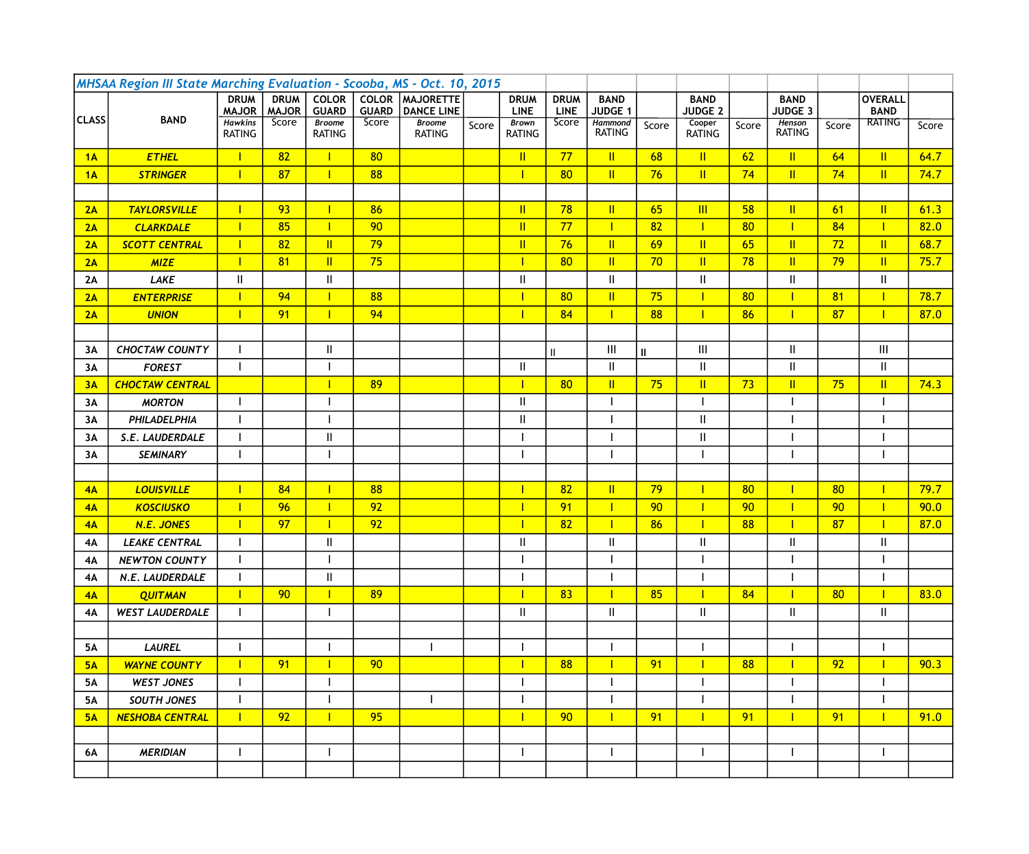## MHSAA Region III State Marching Evaluation - Scooba, MS - Oct. 10, 2015

| CLASS | BAND | DRUM MAJOR Hawkins RATING | DRUM MAJOR Score | COLOR GUARD Broome RATING | COLOR GUARD Score | MAJORETTE DANCE LINE Broome RATING | Score | DRUM LINE Brown RATING | DRUM LINE Score | BAND JUDGE 1 Hammond RATING | Score | BAND JUDGE 2 Cooper RATING | Score | BAND JUDGE 3 Henson RATING | Score | OVERALL BAND RATING | Score |
|---|---|---|---|---|---|---|---|---|---|---|---|---|---|---|---|---|---|
| 1A | ETHEL | I | 82 | I | 80 | | | II | 77 | II | 68 | II | 62 | II | 64 | II | 64.7 |
| 1A | STRINGER | I | 87 | I | 88 | | | I | 80 | II | 76 | II | 74 | II | 74 | II | 74.7 |
| | | | | | | | | | | | | | | | | | |
| 2A | TAYLORSVILLE | I | 93 | I | 86 | | | II | 78 | II | 65 | III | 58 | II | 61 | II | 61.3 |
| 2A | CLARKDALE | I | 85 | I | 90 | | | II | 77 | I | 82 | I | 80 | I | 84 | I | 82.0 |
| 2A | SCOTT CENTRAL | I | 82 | II | 79 | | | II | 76 | II | 69 | II | 65 | II | 72 | II | 68.7 |
| 2A | MIZE | I | 81 | II | 75 | | | I | 80 | II | 70 | II | 78 | II | 79 | II | 75.7 |
| 2A | LAKE | II | | II | | | | II | | II | | II | | II | | II | |
| 2A | ENTERPRISE | I | 94 | I | 88 | | | I | 80 | II | 75 | I | 80 | I | 81 | I | 78.7 |
| 2A | UNION | I | 91 | I | 94 | | | I | 84 | I | 88 | I | 86 | I | 87 | I | 87.0 |
| | | | | | | | | | | | | | | | | | |
| 3A | CHOCTAW COUNTY | I | | II | | | | | II | III | II | III | | II | | III | |
| 3A | FOREST | I | | I | | | | II | | II | | II | | II | | II | |
| 3A | CHOCTAW CENTRAL | | | I | 89 | | | I | 80 | II | 75 | II | 73 | II | 75 | II | 74.3 |
| 3A | MORTON | I | | I | | | | II | | I | | I | | I | | I | |
| 3A | PHILADELPHIA | I | | I | | | | II | | I | | II | | I | | I | |
| 3A | S.E. LAUDERDALE | I | | II | | | | I | | I | | II | | I | | I | |
| 3A | SEMINARY | I | | I | | | | I | | I | | I | | I | | I | |
| | | | | | | | | | | | | | | | | | |
| 4A | LOUISVILLE | I | 84 | I | 88 | | | I | 82 | II | 79 | I | 80 | I | 80 | I | 79.7 |
| 4A | KOSCIUSKO | I | 96 | I | 92 | | | I | 91 | I | 90 | I | 90 | I | 90 | I | 90.0 |
| 4A | N.E. JONES | I | 97 | I | 92 | | | I | 82 | I | 86 | I | 88 | I | 87 | I | 87.0 |
| 4A | LEAKE CENTRAL | I | | II | | | | II | | II | | II | | II | | II | |
| 4A | NEWTON COUNTY | I | | I | | | | I | | I | | I | | I | | I | |
| 4A | N.E. LAUDERDALE | I | | II | | | | I | | I | | I | | I | | I | |
| 4A | QUITMAN | I | 90 | I | 89 | | | I | 83 | I | 85 | I | 84 | I | 80 | I | 83.0 |
| 4A | WEST LAUDERDALE | I | | I | | | | II | | II | | II | | II | | II | |
| | | | | | | | | | | | | | | | | | |
| 5A | LAUREL | I | | I | | I | | I | | I | | I | | I | | I | |
| 5A | WAYNE COUNTY | I | 91 | I | 90 | | | I | 88 | I | 91 | I | 88 | I | 92 | I | 90.3 |
| 5A | WEST JONES | I | | I | | | | I | | I | | I | | I | | I | |
| 5A | SOUTH JONES | I | | I | | I | | I | | I | | I | | I | | I | |
| 5A | NESHOBA CENTRAL | I | 92 | I | 95 | | | I | 90 | I | 91 | I | 91 | I | 91 | I | 91.0 |
| | | | | | | | | | | | | | | | | | |
| 6A | MERIDIAN | I | | I | | | | I | | I | | I | | I | | I | |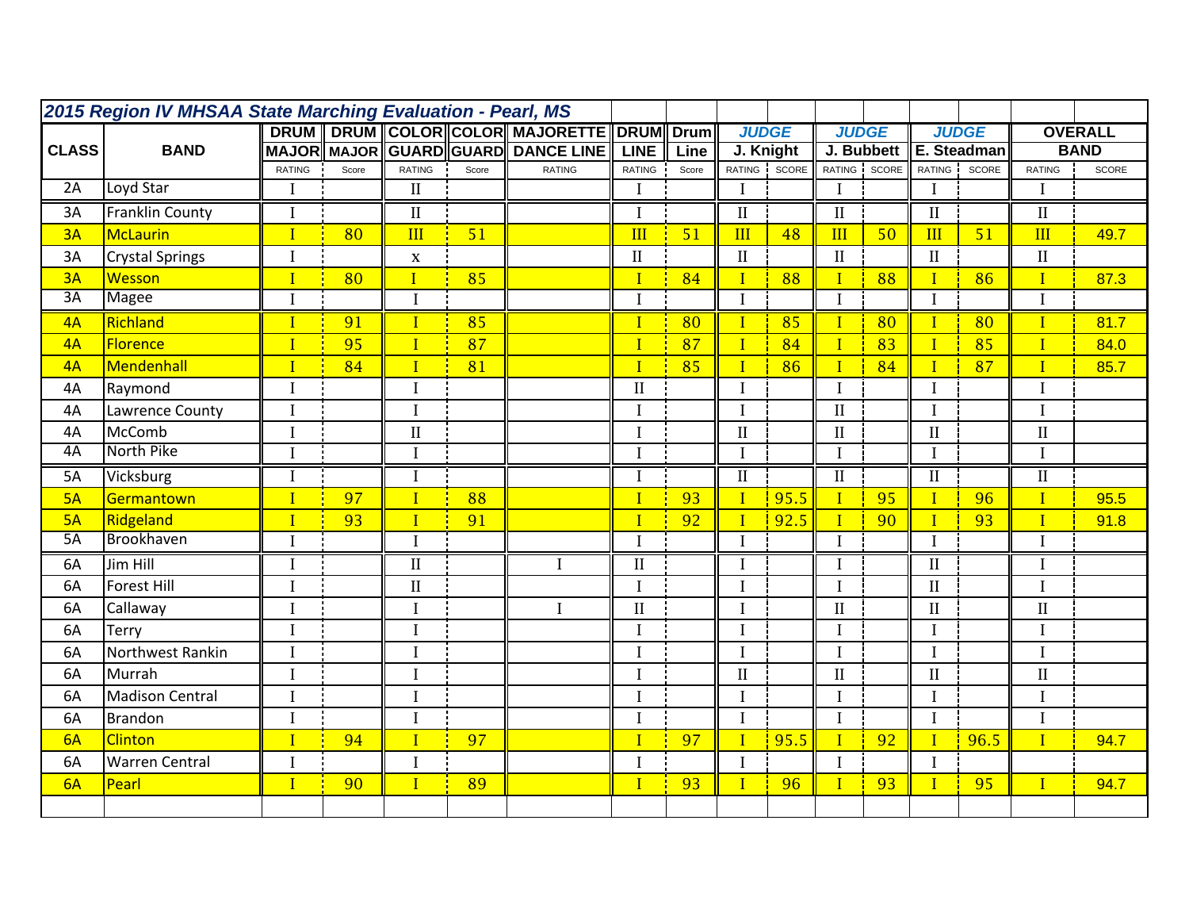## 2015 Region IV MHSAA State Marching Evaluation - Pearl, MS

| CLASS | BAND | DRUM MAJOR | DRUM MAJOR | COLOR GUARD | COLOR GUARD | MAJORETTE DANCE LINE | DRUM LINE | Drum Line | JUDGE J. Knight | | JUDGE J. Bubbett | | JUDGE E. Steadman | | OVERALL BAND | |
|---|---|---|---|---|---|---|---|---|---|---|---|---|---|---|---|---|
| | | RATING | Score | RATING | Score | RATING | RATING | Score | RATING | SCORE | RATING | SCORE | RATING | SCORE | RATING | SCORE |
| 2A | Loyd Star | I | | II | | | I | | I | | I | | I | | I | |
| 3A | Franklin County | I | | II | | | I | | II | | II | | II | | II | |
| 3A | McLaurin | I | 80 | III | 51 | | III | 51 | III | 48 | III | 50 | III | 51 | III | 49.7 |
| 3A | Crystal Springs | I | | x | | | II | | II | | II | | II | | II | |
| 3A | Wesson | I | 80 | I | 85 | | I | 84 | I | 88 | I | 88 | I | 86 | I | 87.3 |
| 3A | Magee | I | | I | | | I | | I | | I | | I | | I | |
| 4A | Richland | I | 91 | I | 85 | | I | 80 | I | 85 | I | 80 | I | 80 | I | 81.7 |
| 4A | Florence | I | 95 | I | 87 | | I | 87 | I | 84 | I | 83 | I | 85 | I | 84.0 |
| 4A | Mendenhall | I | 84 | I | 81 | | I | 85 | I | 86 | I | 84 | I | 87 | I | 85.7 |
| 4A | Raymond | I | | I | | | II | | I | | I | | I | | I | |
| 4A | Lawrence County | I | | I | | | I | | I | | II | | I | | I | |
| 4A | McComb | I | | II | | | I | | II | | II | | II | | II | |
| 4A | North Pike | I | | I | | | I | | I | | I | | I | | I | |
| 5A | Vicksburg | I | | I | | | I | | II | | II | | II | | II | |
| 5A | Germantown | I | 97 | I | 88 | | I | 93 | I | 95.5 | I | 95 | I | 96 | I | 95.5 |
| 5A | Ridgeland | I | 93 | I | 91 | | I | 92 | I | 92.5 | I | 90 | I | 93 | I | 91.8 |
| 5A | Brookhaven | I | | I | | | I | | I | | I | | I | | I | |
| 6A | Jim Hill | I | | II | | I | II | | I | | I | | II | | I | |
| 6A | Forest Hill | I | | II | | | I | | I | | I | | II | | I | |
| 6A | Callaway | I | | I | | I | II | | I | | II | | II | | II | |
| 6A | Terry | I | | I | | | I | | I | | I | | I | | I | |
| 6A | Northwest Rankin | I | | I | | | I | | I | | I | | I | | I | |
| 6A | Murrah | I | | I | | | I | | II | | II | | II | | II | |
| 6A | Madison Central | I | | I | | | I | | I | | I | | I | | I | |
| 6A | Brandon | I | | I | | | I | | I | | I | | I | | I | |
| 6A | Clinton | I | 94 | I | 97 | | I | 97 | I | 95.5 | I | 92 | I | 96.5 | I | 94.7 |
| 6A | Warren Central | I | | I | | | I | | I | | I | | I | | | |
| 6A | Pearl | I | 90 | I | 89 | | I | 93 | I | 96 | I | 93 | I | 95 | I | 94.7 |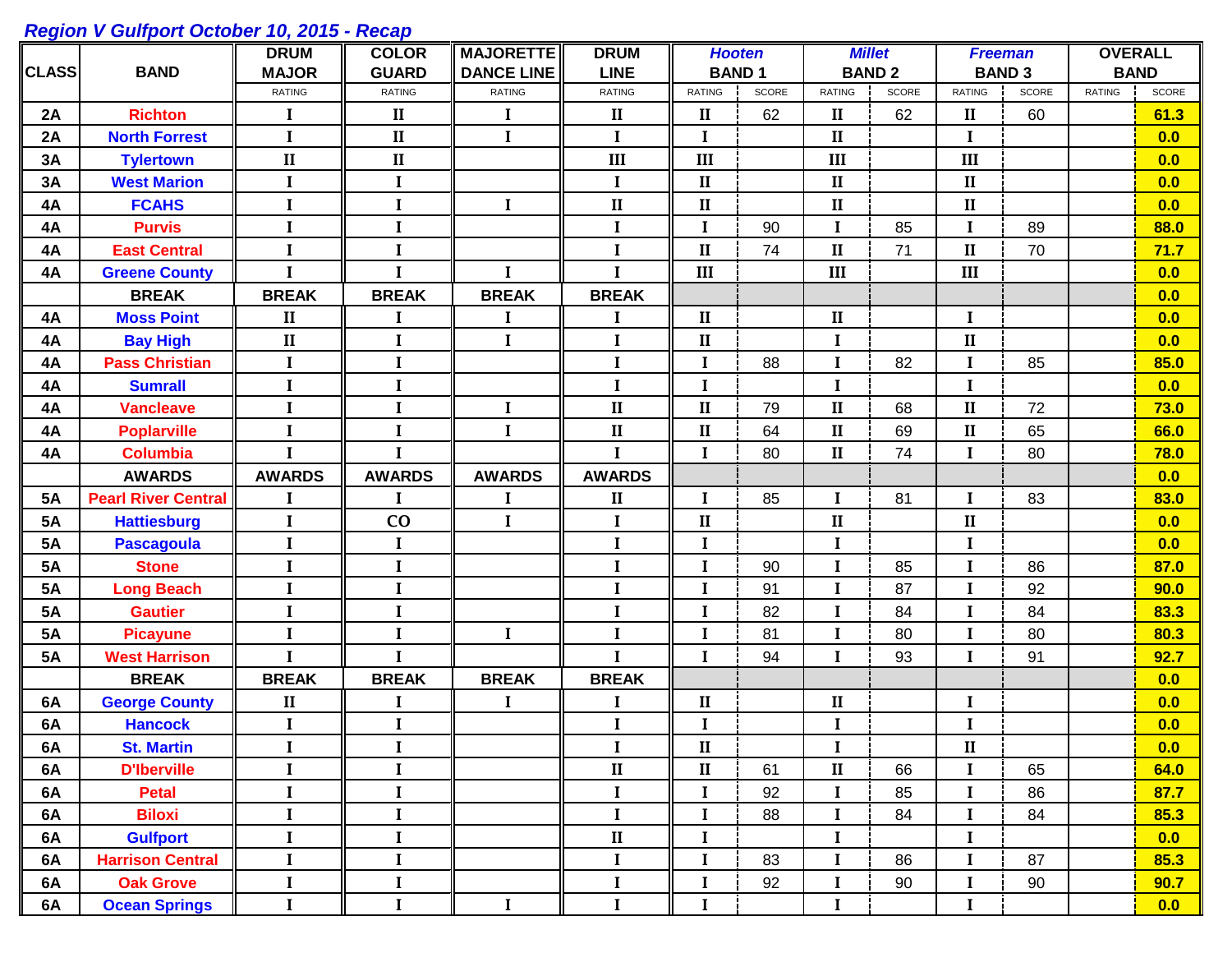## Region V Gulfport October 10, 2015 - Recap

| CLASS | BAND | DRUM MAJOR | COLOR GUARD | MAJORETTE DANCE LINE | DRUM LINE | Hooten BAND 1 | | Millet BAND 2 | | Freeman BAND 3 | | OVERALL BAND | |
|---|---|---|---|---|---|---|---|---|---|---|---|---|---|
| | | RATING | RATING | RATING | RATING | RATING | SCORE | RATING | SCORE | RATING | SCORE | RATING | SCORE |
| 2A | Richton | I | II | I | II | II | 62 | II | 62 | II | 60 | | 61.3 |
| 2A | North Forrest | I | II | I | I | I | | II | | I | | | 0.0 |
| 3A | Tylertown | II | II | | III | III | | III | | III | | | 0.0 |
| 3A | West Marion | I | I | | I | II | | II | | II | | | 0.0 |
| 4A | FCAHS | I | I | I | II | II | | II | | II | | | 0.0 |
| 4A | Purvis | I | I | | I | I | 90 | I | 85 | I | 89 | | 88.0 |
| 4A | East Central | I | I | | I | II | 74 | II | 71 | II | 70 | | 71.7 |
| 4A | Greene County | I | I | I | I | III | | III | | III | | | 0.0 |
| | BREAK | BREAK | BREAK | BREAK | BREAK | | | | | | | | 0.0 |
| 4A | Moss Point | II | I | I | I | II | | II | | I | | | 0.0 |
| 4A | Bay High | II | I | I | I | II | | I | | II | | | 0.0 |
| 4A | Pass Christian | I | I | | I | I | 88 | I | 82 | I | 85 | | 85.0 |
| 4A | Sumrall | I | I | | I | I | | I | | I | | | 0.0 |
| 4A | Vancleave | I | I | I | II | II | 79 | II | 68 | II | 72 | | 73.0 |
| 4A | Poplarville | I | I | I | II | II | 64 | II | 69 | II | 65 | | 66.0 |
| 4A | Columbia | I | I | | I | I | 80 | II | 74 | I | 80 | | 78.0 |
| | AWARDS | AWARDS | AWARDS | AWARDS | AWARDS | | | | | | | | 0.0 |
| 5A | Pearl River Central | I | I | I | II | I | 85 | I | 81 | I | 83 | | 83.0 |
| 5A | Hattiesburg | I | CO | I | I | II | | II | | II | | | 0.0 |
| 5A | Pascagoula | I | I | | I | I | | I | | I | | | 0.0 |
| 5A | Stone | I | I | | I | I | 90 | I | 85 | I | 86 | | 87.0 |
| 5A | Long Beach | I | I | | I | I | 91 | I | 87 | I | 92 | | 90.0 |
| 5A | Gautier | I | I | | I | I | 82 | I | 84 | I | 84 | | 83.3 |
| 5A | Picayune | I | I | I | I | I | 81 | I | 80 | I | 80 | | 80.3 |
| 5A | West Harrison | I | I | | I | I | 94 | I | 93 | I | 91 | | 92.7 |
| | BREAK | BREAK | BREAK | BREAK | BREAK | | | | | | | | 0.0 |
| 6A | George County | II | I | I | I | II | | II | | I | | | 0.0 |
| 6A | Hancock | I | I | | I | I | | I | | I | | | 0.0 |
| 6A | St. Martin | I | I | | I | II | | I | | II | | | 0.0 |
| 6A | D'Iberville | I | I | | II | II | 61 | II | 66 | I | 65 | | 64.0 |
| 6A | Petal | I | I | | I | I | 92 | I | 85 | I | 86 | | 87.7 |
| 6A | Biloxi | I | I | | I | I | 88 | I | 84 | I | 84 | | 85.3 |
| 6A | Gulfport | I | I | | II | I | | I | | I | | | 0.0 |
| 6A | Harrison Central | I | I | | I | I | 83 | I | 86 | I | 87 | | 85.3 |
| 6A | Oak Grove | I | I | | I | I | 92 | I | 90 | I | 90 | | 90.7 |
| 6A | Ocean Springs | I | I | I | I | I | | I | | I | | | 0.0 |